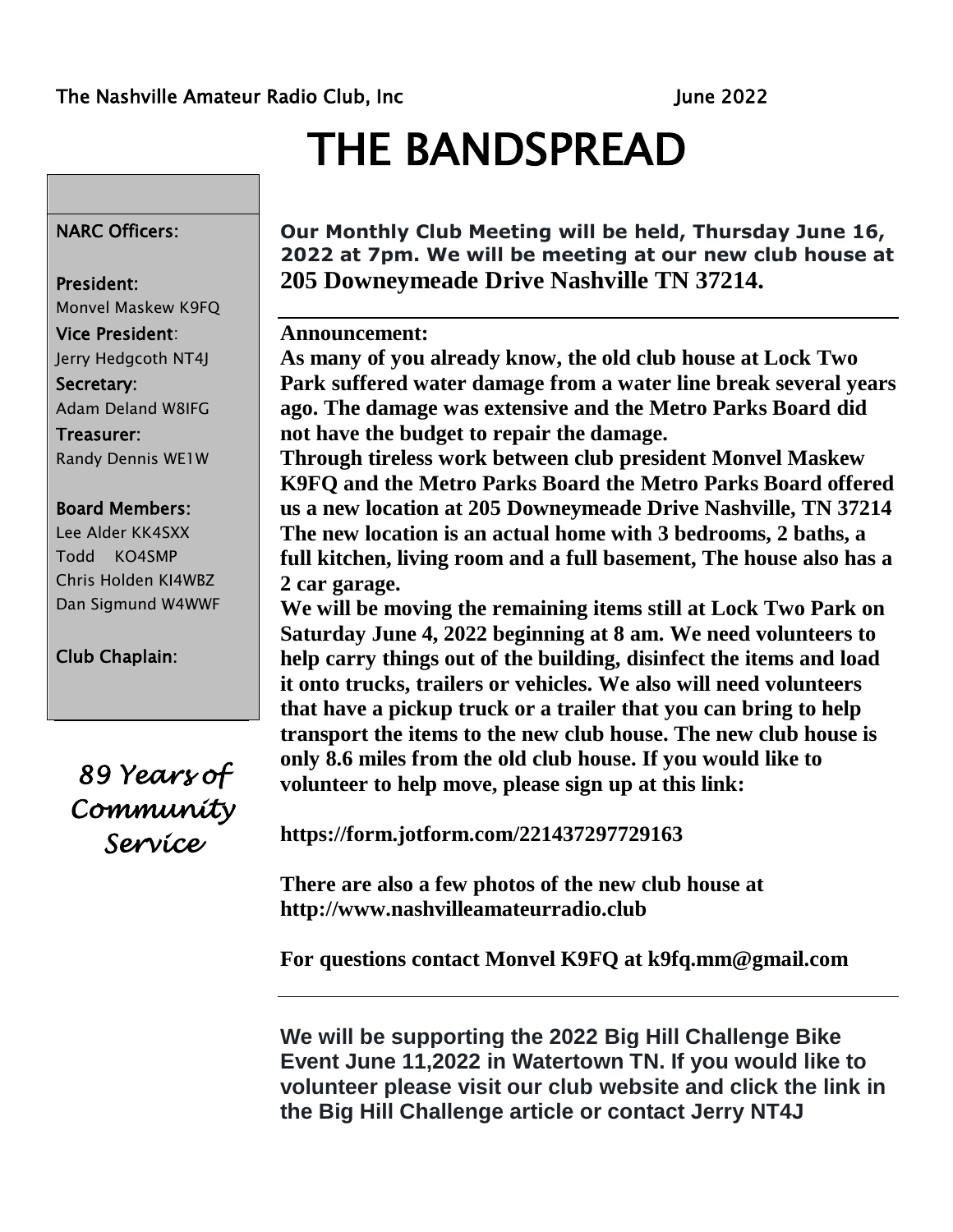The Nashville Amateur Radio Club, Inc June 2022

# THE BANDSPREAD

**NARC Officers:**

**President:**
Monvel Maskew K9FQ

**Vice President:**
Jerry Hedgcoth NT4J

**Secretary:**
Adam Deland W8IFG

**Treasurer:**
Randy Dennis WE1W

**Board Members:**
Lee Alder KK4SXX
Todd KO4SMP
Chris Holden KI4WBZ
Dan Sigmund W4WWF

**Club Chaplain:**

*89 Years of Community Service*

**Our Monthly Club Meeting will be held, Thursday June 16, 2022 at 7pm. We will be meeting at our new club house at 205 Downeymeade Drive Nashville TN 37214.**

---

**Announcement:**

**As many of you already know, the old club house at Lock Two Park suffered water damage from a water line break several years ago. The damage was extensive and the Metro Parks Board did not have the budget to repair the damage.**

**Through tireless work between club president Monvel Maskew K9FQ and the Metro Parks Board the Metro Parks Board offered us a new location at 205 Downeymeade Drive Nashville, TN 37214 The new location is an actual home with 3 bedrooms, 2 baths, a full kitchen, living room and a full basement, The house also has a 2 car garage.**

**We will be moving the remaining items still at Lock Two Park on Saturday June 4, 2022 beginning at 8 am. We need volunteers to help carry things out of the building, disinfect the items and load it onto trucks, trailers or vehicles. We also will need volunteers that have a pickup truck or a trailer that you can bring to help transport the items to the new club house. The new club house is only 8.6 miles from the old club house. If you would like to volunteer to help move, please sign up at this link:**

**https://form.jotform.com/221437297729163**

**There are also a few photos of the new club house at http://www.nashvilleamateurradio.club**

**For questions contact Monvel K9FQ at k9fq.mm@gmail.com**

---

**We will be supporting the 2022 Big Hill Challenge Bike Event June 11,2022 in Watertown TN. If you would like to volunteer please visit our club website and click the link in the Big Hill Challenge article or contact Jerry NT4J**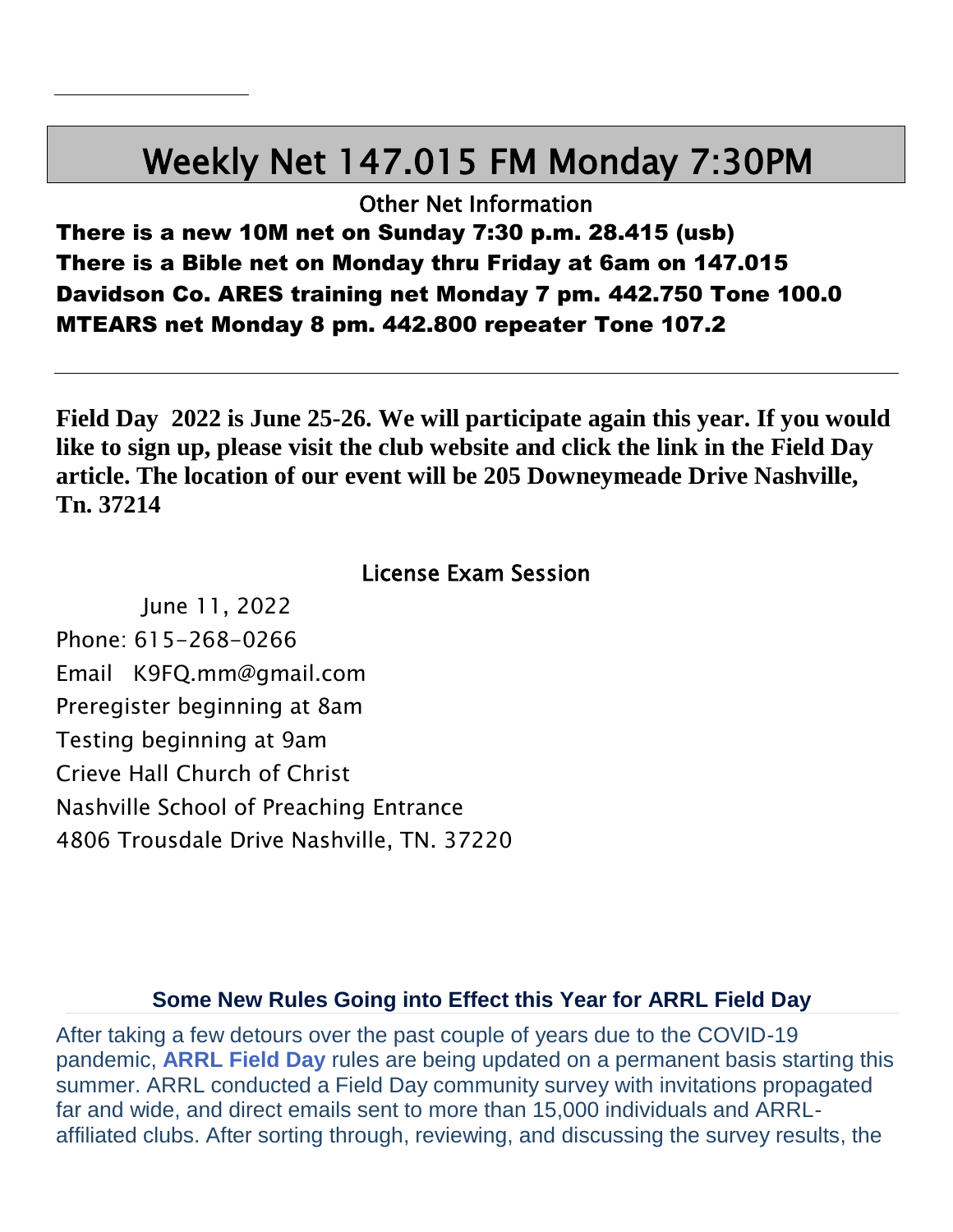---

# Weekly Net 147.015 FM Monday 7:30PM

Other Net Information

**There is a new 10M net on Sunday 7:30 p.m. 28.415 (usb)**
**There is a Bible net on Monday thru Friday at 6am on 147.015**
**Davidson Co. ARES training net Monday 7 pm. 442.750 Tone 100.0**
**MTEARS net Monday 8 pm. 442.800 repeater Tone 107.2**

---

**Field Day 2022 is June 25-26. We will participate again this year. If you would like to sign up, please visit the club website and click the link in the Field Day article. The location of our event will be 205 Downeymeade Drive Nashville, Tn. 37214**

## License Exam Session

June 11, 2022
Phone: 615-268-0266
Email K9FQ.mm@gmail.com
Preregister beginning at 8am
Testing beginning at 9am
Crieve Hall Church of Christ
Nashville School of Preaching Entrance
4806 Trousdale Drive Nashville, TN. 37220

### Some New Rules Going into Effect this Year for ARRL Field Day

After taking a few detours over the past couple of years due to the COVID-19 pandemic, **ARRL Field Day** rules are being updated on a permanent basis starting this summer. ARRL conducted a Field Day community survey with invitations propagated far and wide, and direct emails sent to more than 15,000 individuals and ARRL-affiliated clubs. After sorting through, reviewing, and discussing the survey results, the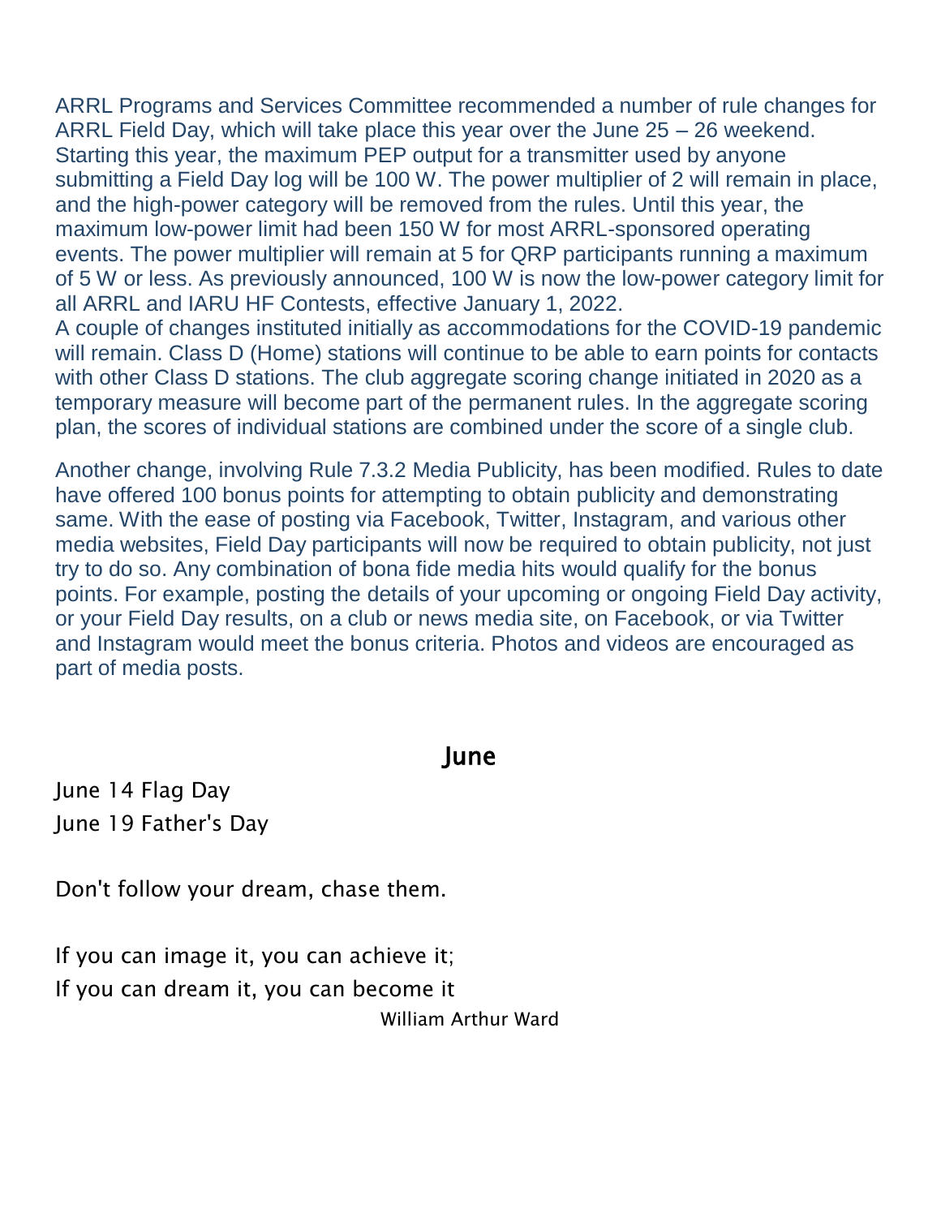ARRL Programs and Services Committee recommended a number of rule changes for ARRL Field Day, which will take place this year over the June 25 – 26 weekend. Starting this year, the maximum PEP output for a transmitter used by anyone submitting a Field Day log will be 100 W. The power multiplier of 2 will remain in place, and the high-power category will be removed from the rules. Until this year, the maximum low-power limit had been 150 W for most ARRL-sponsored operating events. The power multiplier will remain at 5 for QRP participants running a maximum of 5 W or less. As previously announced, 100 W is now the low-power category limit for all ARRL and IARU HF Contests, effective January 1, 2022.
A couple of changes instituted initially as accommodations for the COVID-19 pandemic will remain. Class D (Home) stations will continue to be able to earn points for contacts with other Class D stations. The club aggregate scoring change initiated in 2020 as a temporary measure will become part of the permanent rules. In the aggregate scoring plan, the scores of individual stations are combined under the score of a single club.

Another change, involving Rule 7.3.2 Media Publicity, has been modified. Rules to date have offered 100 bonus points for attempting to obtain publicity and demonstrating same. With the ease of posting via Facebook, Twitter, Instagram, and various other media websites, Field Day participants will now be required to obtain publicity, not just try to do so. Any combination of bona fide media hits would qualify for the bonus points. For example, posting the details of your upcoming or ongoing Field Day activity, or your Field Day results, on a club or news media site, on Facebook, or via Twitter and Instagram would meet the bonus criteria. Photos and videos are encouraged as part of media posts.

## June

June 14 Flag Day
June 19 Father's Day

Don't follow your dream, chase them.

If you can image it, you can achieve it;
If you can dream it, you can become it
William Arthur Ward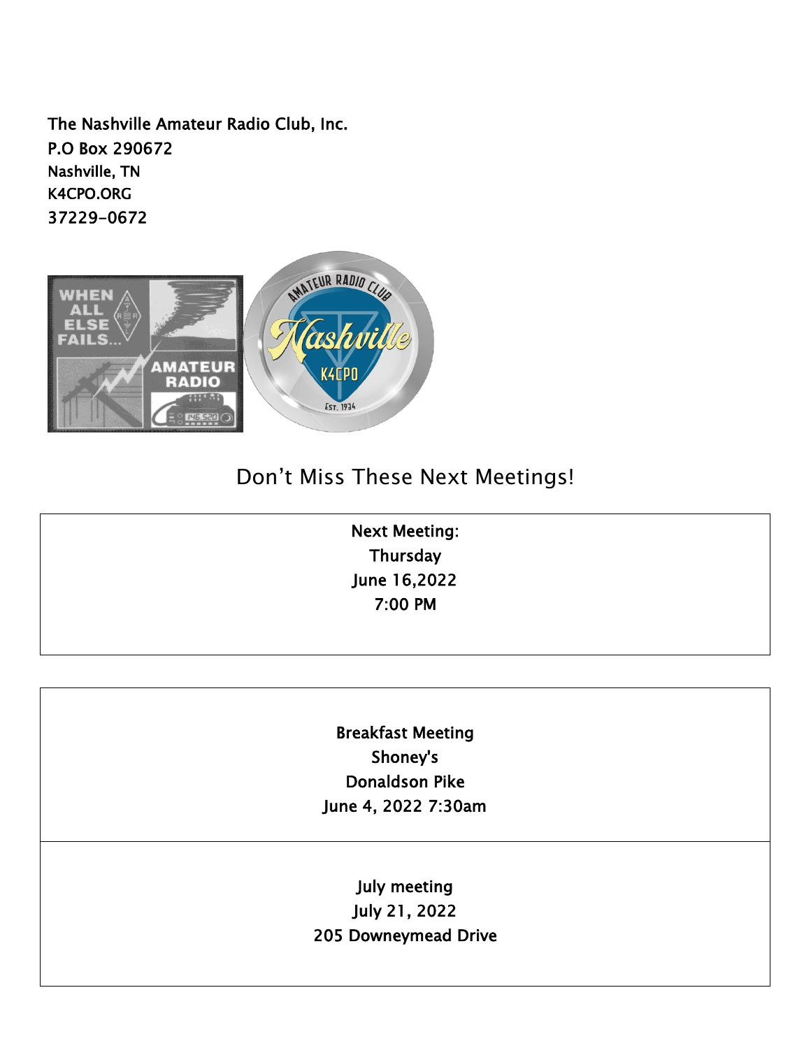**The Nashville Amateur Radio Club, Inc.**
**P.O Box 290672**
**Nashville, TN**
**K4CPO.ORG**
**37229-0672**

## Don't Miss These Next Meetings!

**Next Meeting:**
**Thursday**
**June 16,2022**
**7:00 PM**

**Breakfast Meeting**
**Shoney's**
**Donaldson Pike**
**June 4, 2022 7:30am**

**July meeting**
**July 21, 2022**
**205 Downeymead Drive**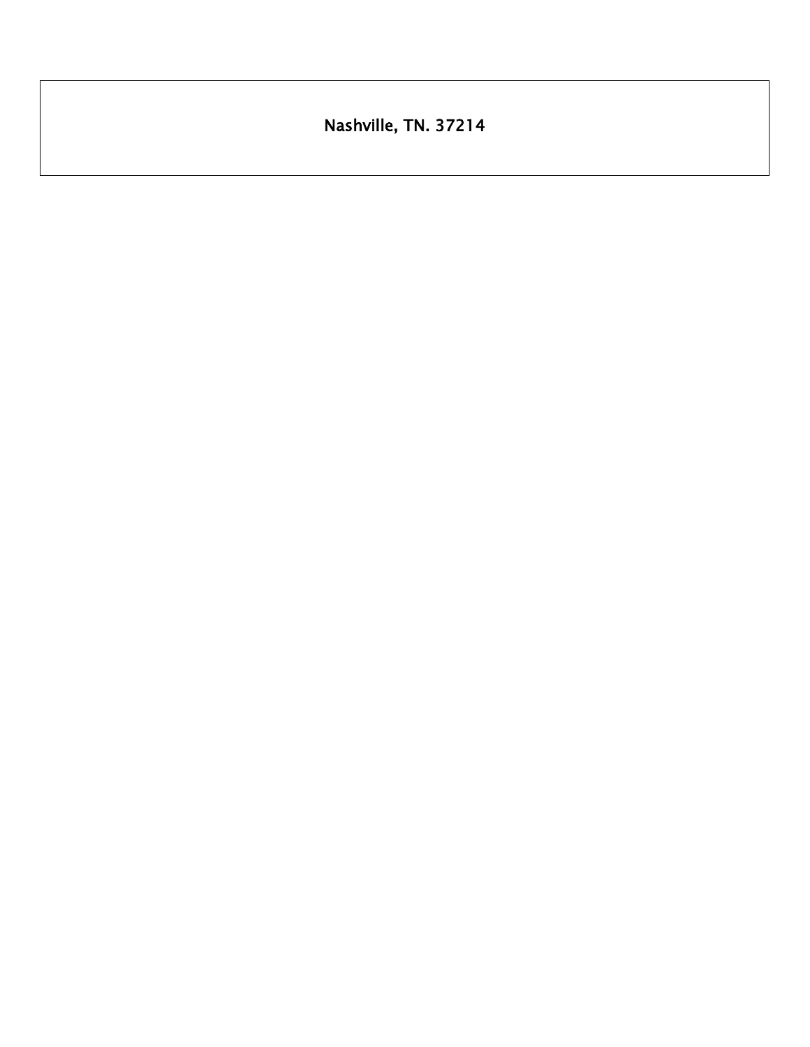Nashville, TN. 37214